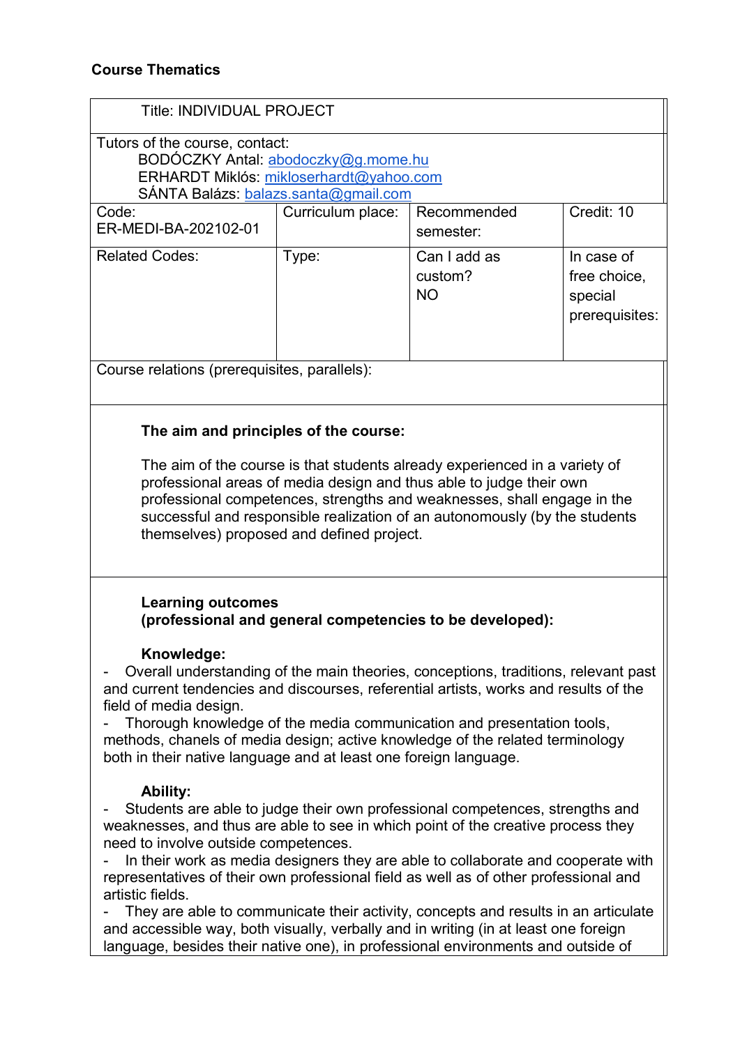## Course Thematics

| Title: INDIVIDUAL PROJECT | | | |
|---|---|---|---|
| Tutors of the course, contact:<br>BODÓCZKY Antal: abodoczky@g.mome.hu<br>ERHARDT Miklós: mikloserhardt@yahoo.com<br>SÁNTA Balázs: balazs.santa@gmail.com | | | |
| Code:<br>ER-MEDI-BA-202102-01 | Curriculum place: | Recommended semester: | Credit: 10 |
| Related Codes: | Type: | Can I add as custom?<br>NO | In case of free choice, special prerequisites: |
| Course relations (prerequisites, parallels): | | | |

**The aim and principles of the course:**

The aim of the course is that students already experienced in a variety of professional areas of media design and thus able to judge their own professional competences, strengths and weaknesses, shall engage in the successful and responsible realization of an autonomously (by the students themselves) proposed and defined project.

**Learning outcomes**
**(professional and general competencies to be developed):**

**Knowledge:**

- Overall understanding of the main theories, conceptions, traditions, relevant past and current tendencies and discourses, referential artists, works and results of the field of media design.
- Thorough knowledge of the media communication and presentation tools, methods, chanels of media design; active knowledge of the related terminology both in their native language and at least one foreign language.

**Ability:**

- Students are able to judge their own professional competences, strengths and weaknesses, and thus are able to see in which point of the creative process they need to involve outside competences.
- In their work as media designers they are able to collaborate and cooperate with representatives of their own professional field as well as of other professional and artistic fields.
- They are able to communicate their activity, concepts and results in an articulate and accessible way, both visually, verbally and in writing (in at least one foreign language, besides their native one), in professional environments and outside of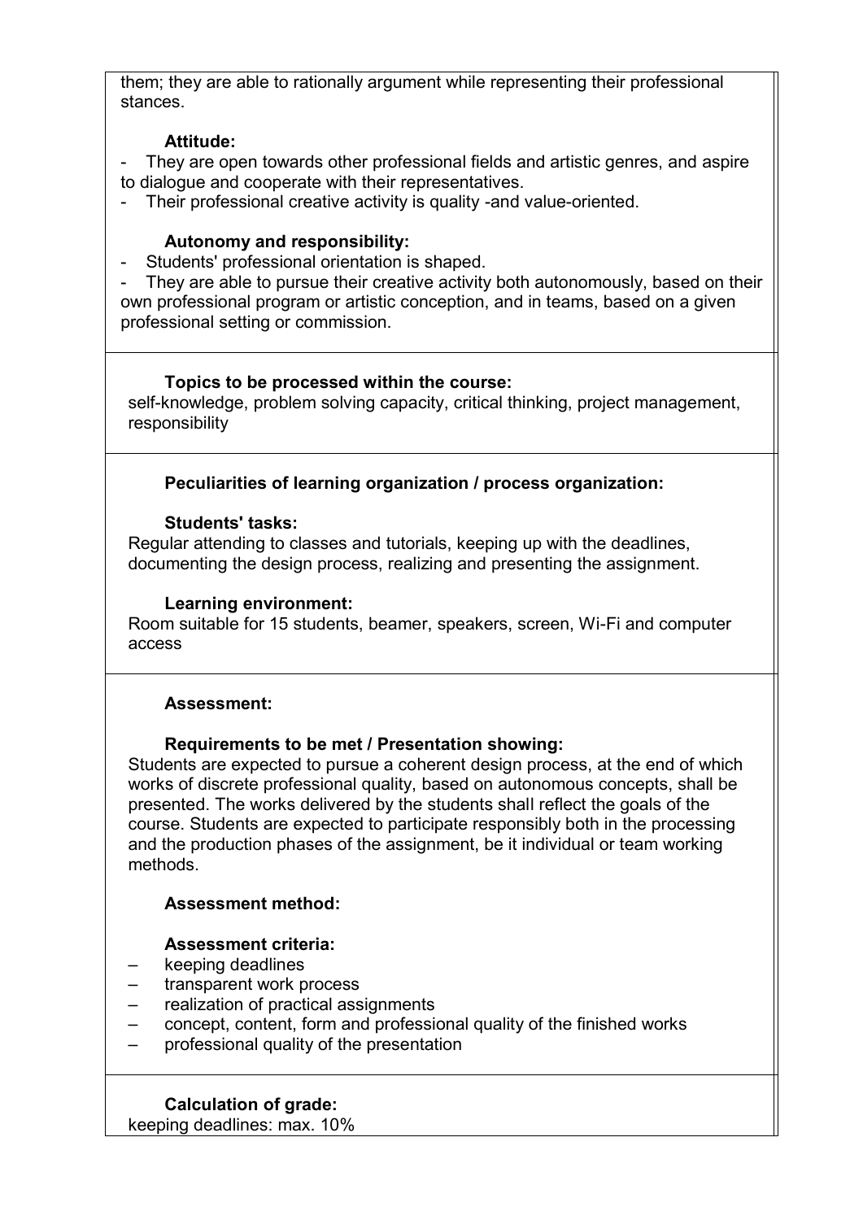them; they are able to rationally argument while representing their professional stances.

**Attitude:**

- They are open towards other professional fields and artistic genres, and aspire to dialogue and cooperate with their representatives.
- Their professional creative activity is quality -and value-oriented.

**Autonomy and responsibility:**

- Students' professional orientation is shaped.
- They are able to pursue their creative activity both autonomously, based on their own professional program or artistic conception, and in teams, based on a given professional setting or commission.

**Topics to be processed within the course:**

self-knowledge, problem solving capacity, critical thinking, project management, responsibility

**Peculiarities of learning organization / process organization:**

**Students' tasks:**

Regular attending to classes and tutorials, keeping up with the deadlines, documenting the design process, realizing and presenting the assignment.

**Learning environment:**

Room suitable for 15 students, beamer, speakers, screen, Wi-Fi and computer access

**Assessment:**

**Requirements to be met / Presentation showing:**

Students are expected to pursue a coherent design process, at the end of which works of discrete professional quality, based on autonomous concepts, shall be presented. The works delivered by the students shall reflect the goals of the course. Students are expected to participate responsibly both in the processing and the production phases of the assignment, be it individual or team working methods.

**Assessment method:**

**Assessment criteria:**

- keeping deadlines
- transparent work process
- realization of practical assignments
- concept, content, form and professional quality of the finished works
- professional quality of the presentation

**Calculation of grade:**

keeping deadlines: max. 10%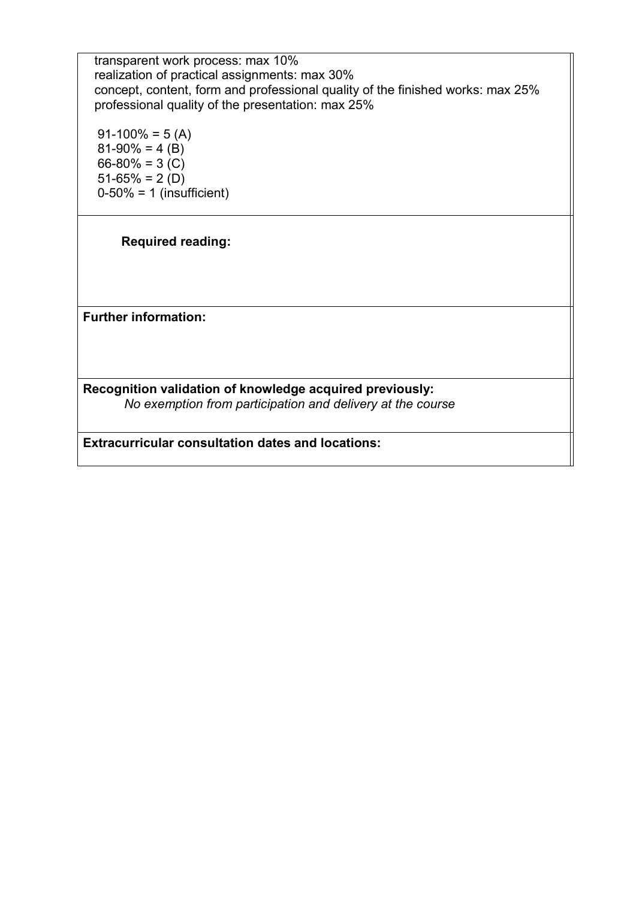transparent work process: max 10%
realization of practical assignments: max 30%
concept, content, form and professional quality of the finished works: max 25%
professional quality of the presentation: max 25%

91-100% = 5 (A)
81-90% = 4 (B)
66-80% = 3 (C)
51-65% = 2 (D)
0-50% = 1 (insufficient)

**Required reading:**

**Further information:**

**Recognition validation of knowledge acquired previously:**

*No exemption from participation and delivery at the course*

**Extracurricular consultation dates and locations:**